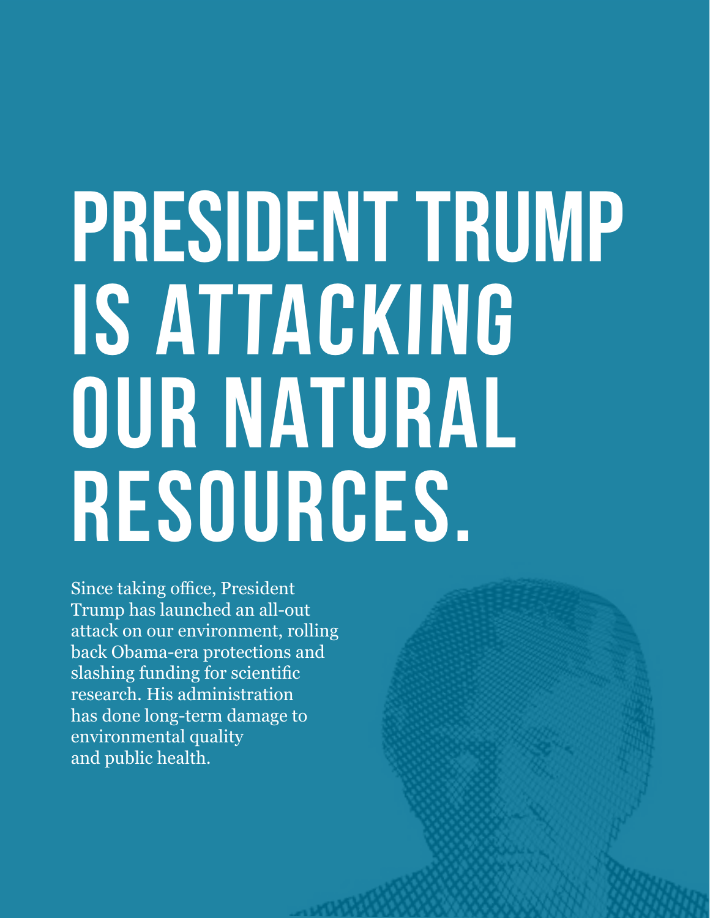# PRESIDENT TRUMP IS ATTACKING OUR NATURAL RESOURCES.

Since taking office, President Trump has launched an all-out attack on our environment, rolling back Obama-era protections and slashing funding for scientific research. His administration has done long-term damage to environmental quality and public health.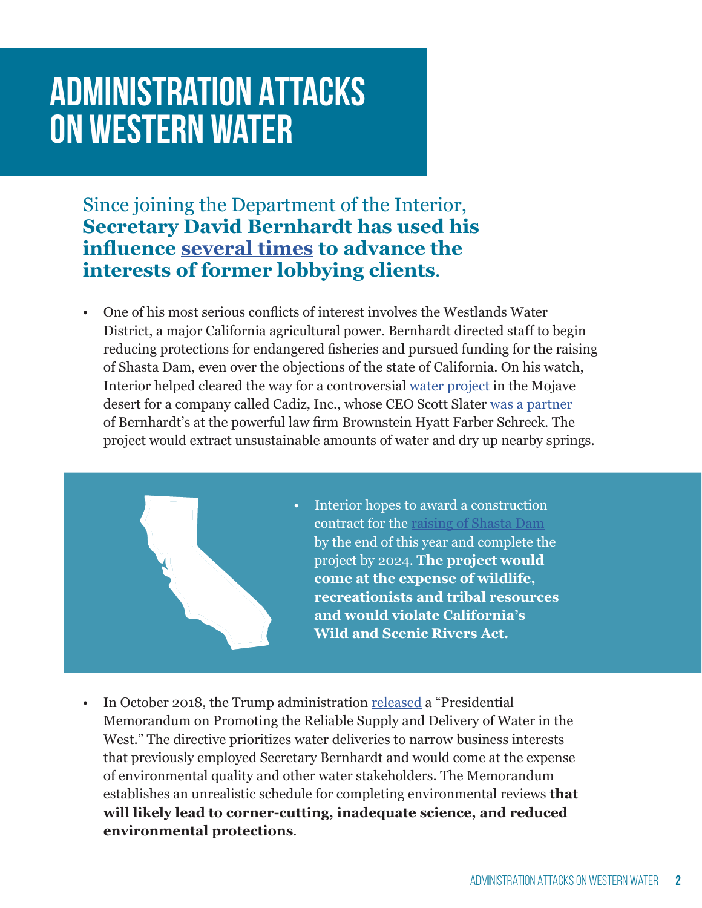# ADMINISTRATION ATTACKS ON WESTERN WATER

## Since joining the Department of the Interior, **Secretary David Bernhardt has used his influence several times to advance the interests of former lobbying clients**.

- One of his most serious conflicts of interest involves the Westlands Water District, a major California agricultural power. Bernhardt directed staff to begin reducing protections for endangered fisheries and pursued funding for the raising of Shasta Dam, even over the objections of the state of California. On his watch, Interior helped cleared the way for a controversial water project in the Mojave desert for a company called Cadiz, Inc., whose CEO Scott Slater was a partner of Bernhardt's at the powerful law firm Brownstein Hyatt Farber Schreck. The project would extract unsustainable amounts of water and dry up nearby springs.

- Interior hopes to award a construction contract for the raising of Shasta Dam by the end of this year and complete the project by 2024. **The project would come at the expense of wildlife, recreationists and tribal resources and would violate California's Wild and Scenic Rivers Act.**

- In October 2018, the Trump administration released a "Presidential Memorandum on Promoting the Reliable Supply and Delivery of Water in the West." The directive prioritizes water deliveries to narrow business interests that previously employed Secretary Bernhardt and would come at the expense of environmental quality and other water stakeholders. The Memorandum establishes an unrealistic schedule for completing environmental reviews **that will likely lead to corner-cutting, inadequate science, and reduced environmental protections**.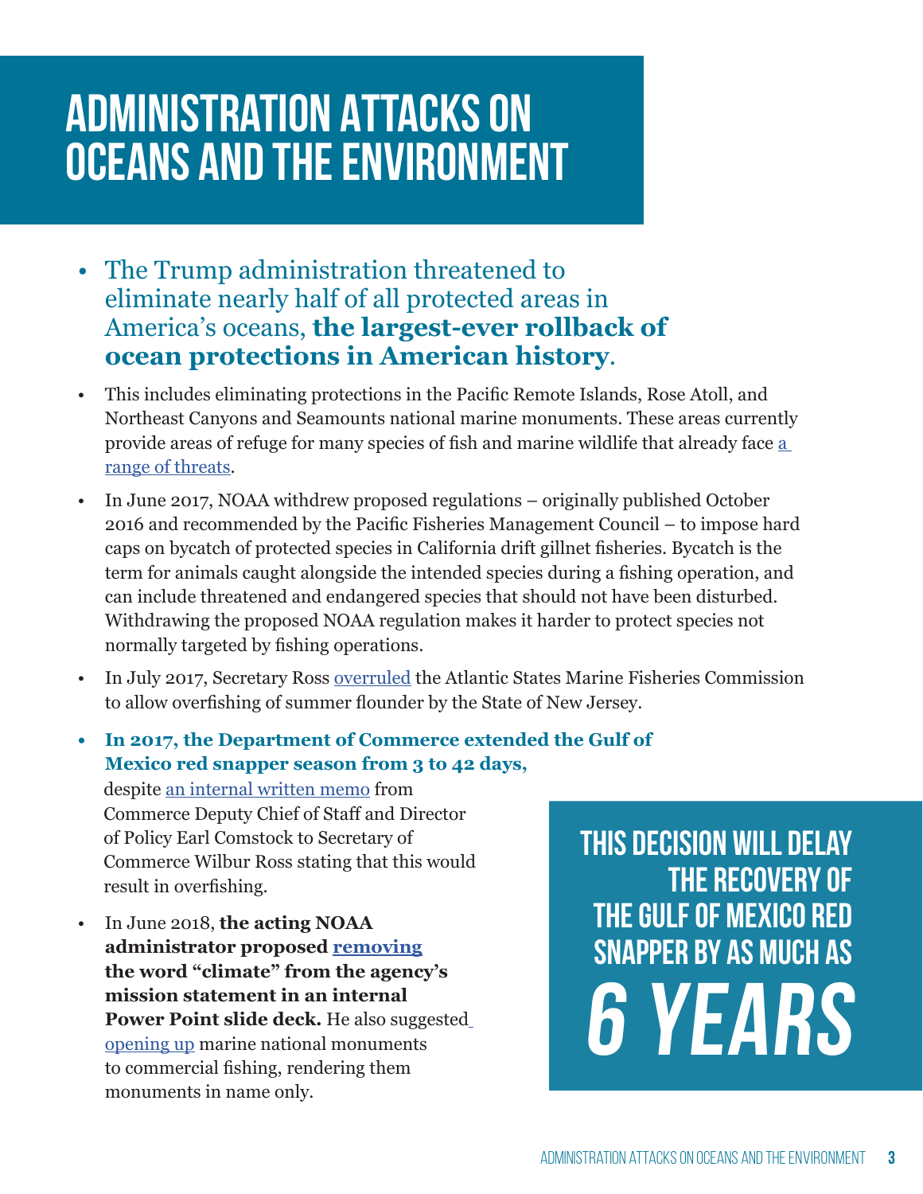# ADMINISTRATION ATTACKS ON OCEANS AND THE ENVIRONMENT

- The Trump administration threatened to eliminate nearly half of all protected areas in America's oceans, **the largest-ever rollback of ocean protections in American history**.
- This includes eliminating protections in the Pacific Remote Islands, Rose Atoll, and Northeast Canyons and Seamounts national marine monuments. These areas currently provide areas of refuge for many species of fish and marine wildlife that already face a range of threats.
- In June 2017, NOAA withdrew proposed regulations – originally published October 2016 and recommended by the Pacific Fisheries Management Council – to impose hard caps on bycatch of protected species in California drift gillnet fisheries. Bycatch is the term for animals caught alongside the intended species during a fishing operation, and can include threatened and endangered species that should not have been disturbed. Withdrawing the proposed NOAA regulation makes it harder to protect species not normally targeted by fishing operations.
- In July 2017, Secretary Ross overruled the Atlantic States Marine Fisheries Commission to allow overfishing of summer flounder by the State of New Jersey.
- **In 2017, the Department of Commerce extended the Gulf of Mexico red snapper season from 3 to 42 days,** despite an internal written memo from Commerce Deputy Chief of Staff and Director of Policy Earl Comstock to Secretary of Commerce Wilbur Ross stating that this would result in overfishing.
- In June 2018, **the acting NOAA administrator proposed removing the word "climate" from the agency's mission statement in an internal Power Point slide deck.** He also suggested opening up marine national monuments to commercial fishing, rendering them monuments in name only.

**THIS DECISION WILL DELAY THE RECOVERY OF THE GULF OF MEXICO RED SNAPPER BY AS MUCH AS *6 YEARS***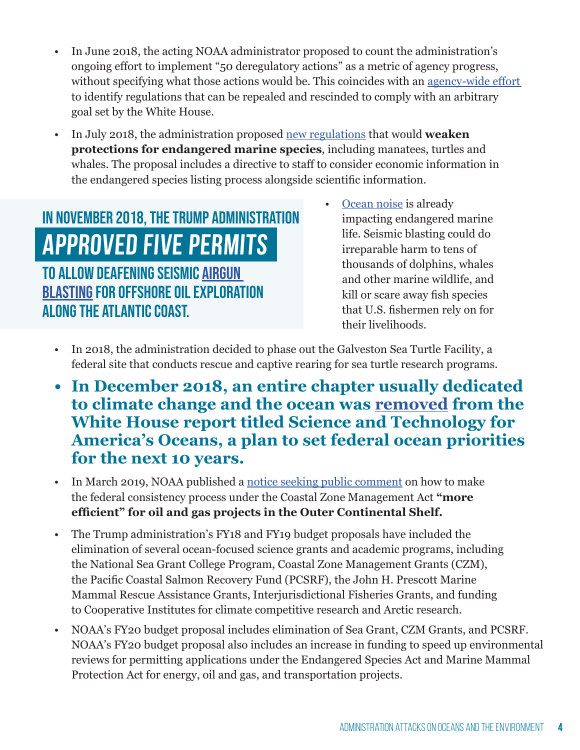- In June 2018, the acting NOAA administrator proposed to count the administration's ongoing effort to implement "50 deregulatory actions" as a metric of agency progress, without specifying what those actions would be. This coincides with an agency-wide effort to identify regulations that can be repealed and rescinded to comply with an arbitrary goal set by the White House.
- In July 2018, the administration proposed new regulations that would **weaken protections for endangered marine species**, including manatees, turtles and whales. The proposal includes a directive to staff to consider economic information in the endangered species listing process alongside scientific information.

**IN NOVEMBER 2018, THE TRUMP ADMINISTRATION APPROVED FIVE PERMITS TO ALLOW DEAFENING SEISMIC AIRGUN BLASTING FOR OFFSHORE OIL EXPLORATION ALONG THE ATLANTIC COAST.**

- Ocean noise is already impacting endangered marine life. Seismic blasting could do irreparable harm to tens of thousands of dolphins, whales and other marine wildlife, and kill or scare away fish species that U.S. fishermen rely on for their livelihoods.
- In 2018, the administration decided to phase out the Galveston Sea Turtle Facility, a federal site that conducts rescue and captive rearing for sea turtle research programs.
- **In December 2018, an entire chapter usually dedicated to climate change and the ocean was removed from the White House report titled Science and Technology for America's Oceans, a plan to set federal ocean priorities for the next 10 years.**
- In March 2019, NOAA published a notice seeking public comment on how to make the federal consistency process under the Coastal Zone Management Act **"more efficient" for oil and gas projects in the Outer Continental Shelf.**
- The Trump administration's FY18 and FY19 budget proposals have included the elimination of several ocean-focused science grants and academic programs, including the National Sea Grant College Program, Coastal Zone Management Grants (CZM), the Pacific Coastal Salmon Recovery Fund (PCSRF), the John H. Prescott Marine Mammal Rescue Assistance Grants, Interjurisdictional Fisheries Grants, and funding to Cooperative Institutes for climate competitive research and Arctic research.
- NOAA's FY20 budget proposal includes elimination of Sea Grant, CZM Grants, and PCSRF. NOAA's FY20 budget proposal also includes an increase in funding to speed up environmental reviews for permitting applications under the Endangered Species Act and Marine Mammal Protection Act for energy, oil and gas, and transportation projects.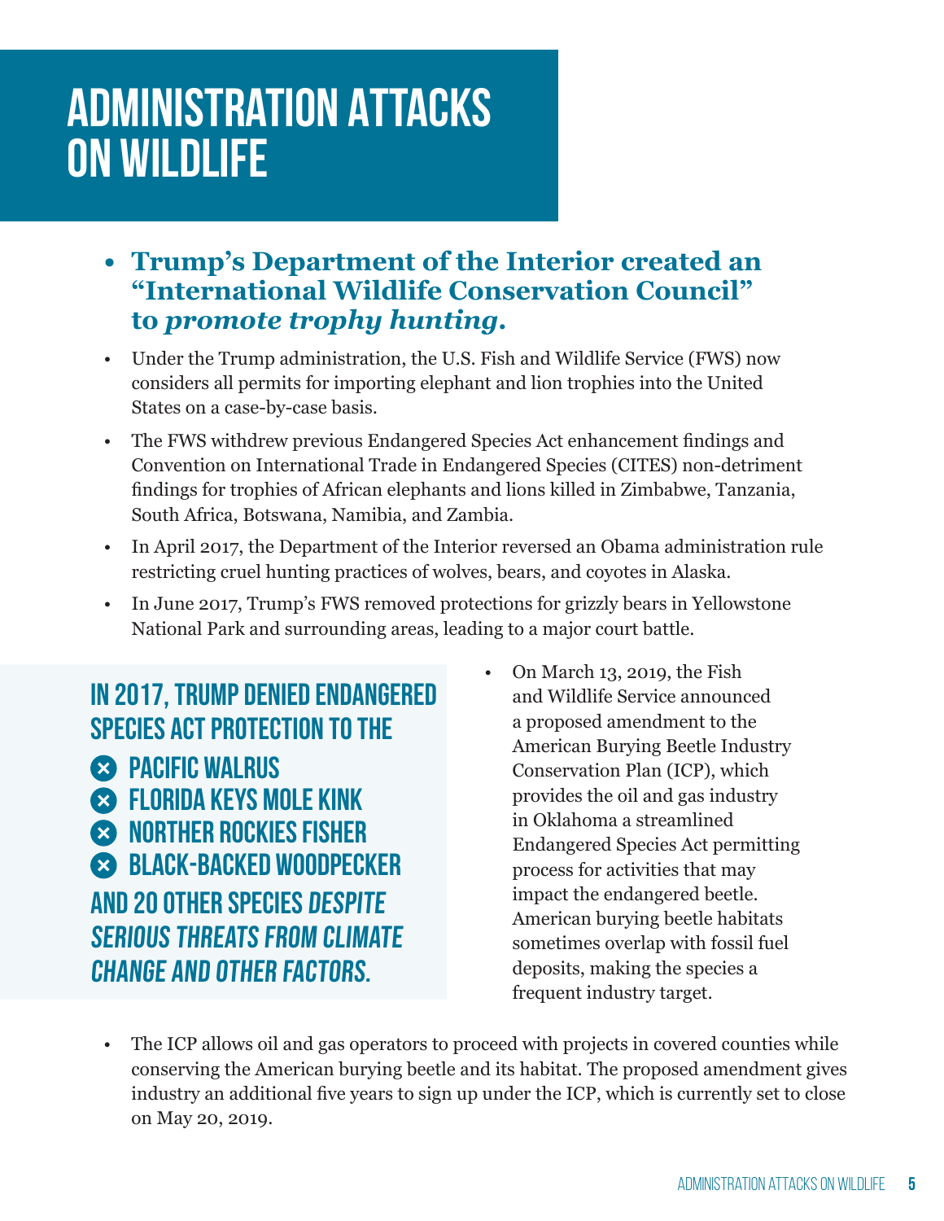# ADMINISTRATION ATTACKS ON WILDLIFE

- **Trump's Department of the Interior created an "International Wildlife Conservation Council" to *promote trophy hunting*.**

- Under the Trump administration, the U.S. Fish and Wildlife Service (FWS) now considers all permits for importing elephant and lion trophies into the United States on a case-by-case basis.
- The FWS withdrew previous Endangered Species Act enhancement findings and Convention on International Trade in Endangered Species (CITES) non-detriment findings for trophies of African elephants and lions killed in Zimbabwe, Tanzania, South Africa, Botswana, Namibia, and Zambia.
- In April 2017, the Department of the Interior reversed an Obama administration rule restricting cruel hunting practices of wolves, bears, and coyotes in Alaska.
- In June 2017, Trump's FWS removed protections for grizzly bears in Yellowstone National Park and surrounding areas, leading to a major court battle.

**IN 2017, TRUMP DENIED ENDANGERED SPECIES ACT PROTECTION TO THE**

- **PACIFIC WALRUS**
- **FLORIDA KEYS MOLE KINK**
- **NORTHER ROCKIES FISHER**
- **BLACK-BACKED WOODPECKER**

**AND 20 OTHER SPECIES *DESPITE SERIOUS THREATS FROM CLIMATE CHANGE AND OTHER FACTORS.***

- On March 13, 2019, the Fish and Wildlife Service announced a proposed amendment to the American Burying Beetle Industry Conservation Plan (ICP), which provides the oil and gas industry in Oklahoma a streamlined Endangered Species Act permitting process for activities that may impact the endangered beetle. American burying beetle habitats sometimes overlap with fossil fuel deposits, making the species a frequent industry target.
- The ICP allows oil and gas operators to proceed with projects in covered counties while conserving the American burying beetle and its habitat. The proposed amendment gives industry an additional five years to sign up under the ICP, which is currently set to close on May 20, 2019.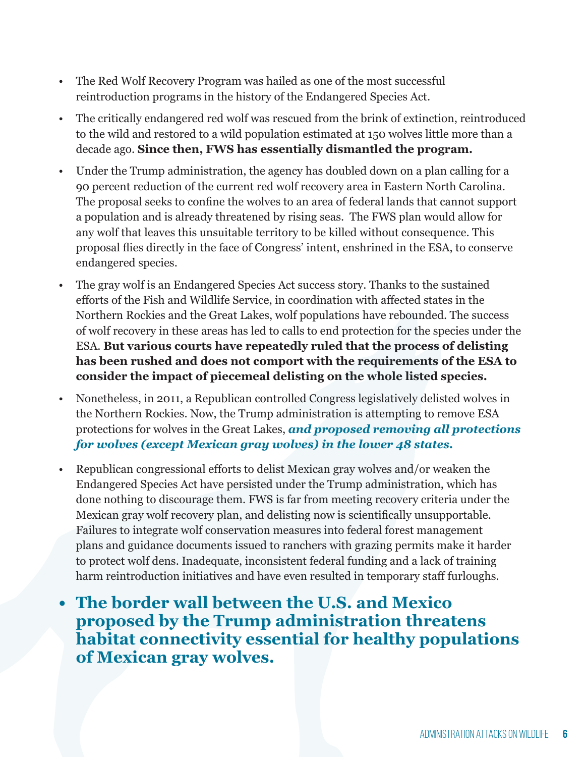- The Red Wolf Recovery Program was hailed as one of the most successful reintroduction programs in the history of the Endangered Species Act.
- The critically endangered red wolf was rescued from the brink of extinction, reintroduced to the wild and restored to a wild population estimated at 150 wolves little more than a decade ago. **Since then, FWS has essentially dismantled the program.**
- Under the Trump administration, the agency has doubled down on a plan calling for a 90 percent reduction of the current red wolf recovery area in Eastern North Carolina. The proposal seeks to confine the wolves to an area of federal lands that cannot support a population and is already threatened by rising seas. The FWS plan would allow for any wolf that leaves this unsuitable territory to be killed without consequence. This proposal flies directly in the face of Congress' intent, enshrined in the ESA, to conserve endangered species.
- The gray wolf is an Endangered Species Act success story. Thanks to the sustained efforts of the Fish and Wildlife Service, in coordination with affected states in the Northern Rockies and the Great Lakes, wolf populations have rebounded. The success of wolf recovery in these areas has led to calls to end protection for the species under the ESA. **But various courts have repeatedly ruled that the process of delisting has been rushed and does not comport with the requirements of the ESA to consider the impact of piecemeal delisting on the whole listed species.**
- Nonetheless, in 2011, a Republican controlled Congress legislatively delisted wolves in the Northern Rockies. Now, the Trump administration is attempting to remove ESA protections for wolves in the Great Lakes, ***and proposed removing all protections for wolves (except Mexican gray wolves) in the lower 48 states.***
- Republican congressional efforts to delist Mexican gray wolves and/or weaken the Endangered Species Act have persisted under the Trump administration, which has done nothing to discourage them. FWS is far from meeting recovery criteria under the Mexican gray wolf recovery plan, and delisting now is scientifically unsupportable. Failures to integrate wolf conservation measures into federal forest management plans and guidance documents issued to ranchers with grazing permits make it harder to protect wolf dens. Inadequate, inconsistent federal funding and a lack of training harm reintroduction initiatives and have even resulted in temporary staff furloughs.
- **The border wall between the U.S. and Mexico proposed by the Trump administration threatens habitat connectivity essential for healthy populations of Mexican gray wolves.**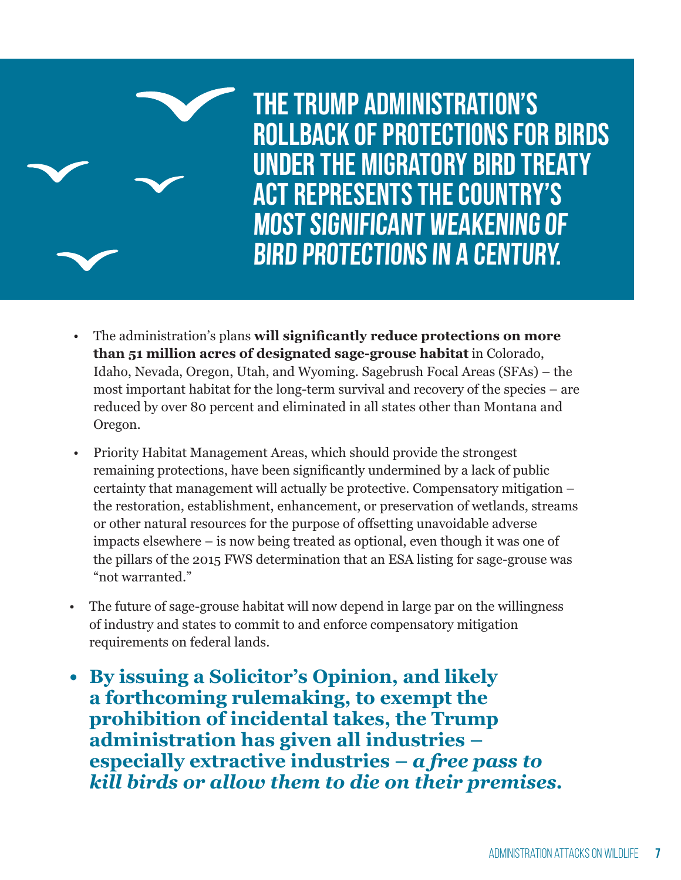# THE TRUMP ADMINISTRATION'S ROLLBACK OF PROTECTIONS FOR BIRDS UNDER THE MIGRATORY BIRD TREATY ACT REPRESENTS THE COUNTRY'S *MOST SIGNIFICANT WEAKENING OF BIRD PROTECTIONS IN A CENTURY.*

- The administration's plans **will significantly reduce protections on more than 51 million acres of designated sage-grouse habitat** in Colorado, Idaho, Nevada, Oregon, Utah, and Wyoming. Sagebrush Focal Areas (SFAs) – the most important habitat for the long-term survival and recovery of the species – are reduced by over 80 percent and eliminated in all states other than Montana and Oregon.
- Priority Habitat Management Areas, which should provide the strongest remaining protections, have been significantly undermined by a lack of public certainty that management will actually be protective. Compensatory mitigation – the restoration, establishment, enhancement, or preservation of wetlands, streams or other natural resources for the purpose of offsetting unavoidable adverse impacts elsewhere – is now being treated as optional, even though it was one of the pillars of the 2015 FWS determination that an ESA listing for sage-grouse was "not warranted."
- The future of sage-grouse habitat will now depend in large par on the willingness of industry and states to commit to and enforce compensatory mitigation requirements on federal lands.
- **By issuing a Solicitor's Opinion, and likely a forthcoming rulemaking, to exempt the prohibition of incidental takes, the Trump administration has given all industries – especially extractive industries – *a free pass to kill birds or allow them to die on their premises.***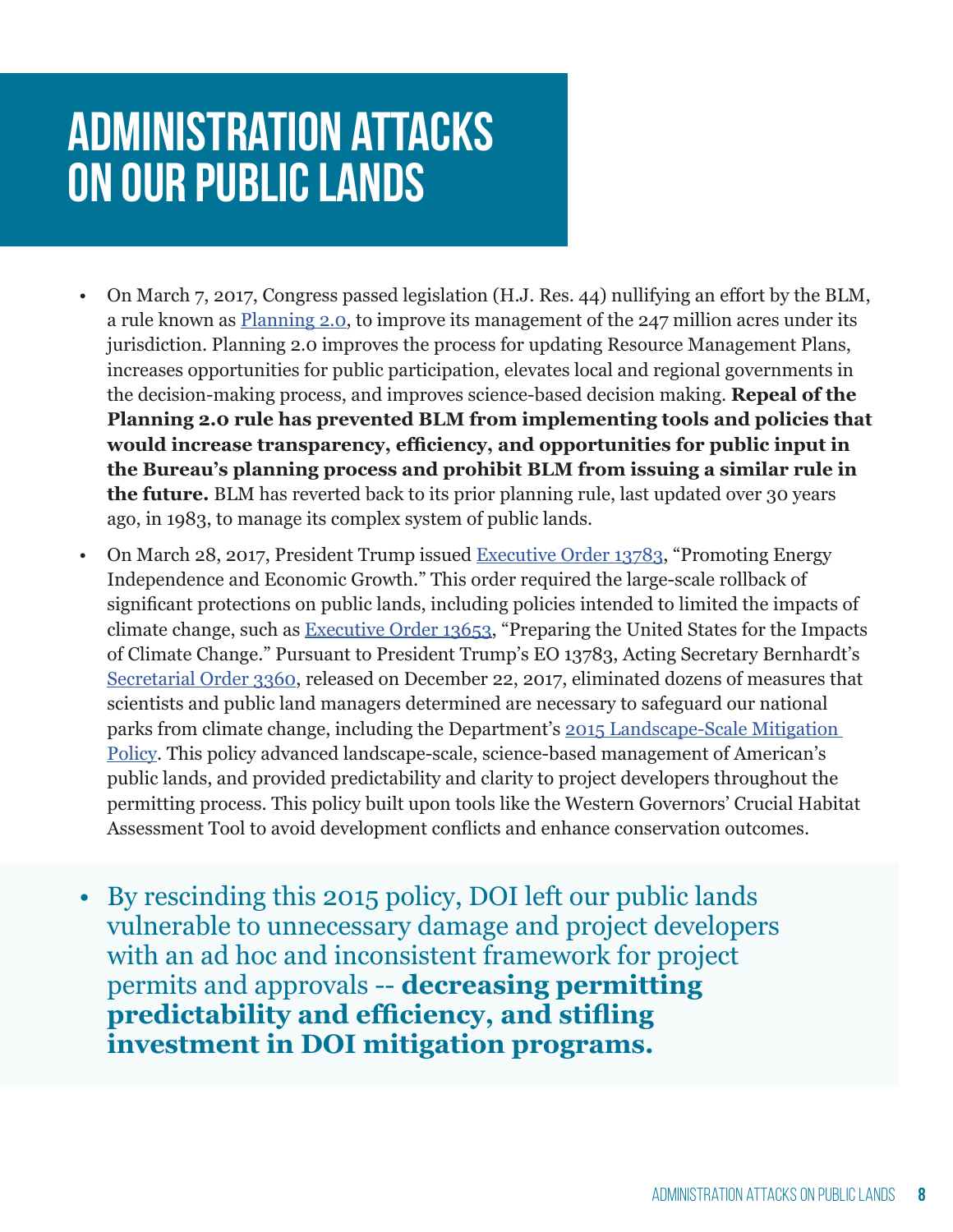# ADMINISTRATION ATTACKS ON OUR PUBLIC LANDS

- On March 7, 2017, Congress passed legislation (H.J. Res. 44) nullifying an effort by the BLM, a rule known as Planning 2.0, to improve its management of the 247 million acres under its jurisdiction. Planning 2.0 improves the process for updating Resource Management Plans, increases opportunities for public participation, elevates local and regional governments in the decision-making process, and improves science-based decision making. **Repeal of the Planning 2.0 rule has prevented BLM from implementing tools and policies that would increase transparency, efficiency, and opportunities for public input in the Bureau's planning process and prohibit BLM from issuing a similar rule in the future.** BLM has reverted back to its prior planning rule, last updated over 30 years ago, in 1983, to manage its complex system of public lands.
- On March 28, 2017, President Trump issued Executive Order 13783, "Promoting Energy Independence and Economic Growth." This order required the large-scale rollback of significant protections on public lands, including policies intended to limited the impacts of climate change, such as Executive Order 13653, "Preparing the United States for the Impacts of Climate Change." Pursuant to President Trump's EO 13783, Acting Secretary Bernhardt's Secretarial Order 3360, released on December 22, 2017, eliminated dozens of measures that scientists and public land managers determined are necessary to safeguard our national parks from climate change, including the Department's 2015 Landscape-Scale Mitigation Policy. This policy advanced landscape-scale, science-based management of American's public lands, and provided predictability and clarity to project developers throughout the permitting process. This policy built upon tools like the Western Governors' Crucial Habitat Assessment Tool to avoid development conflicts and enhance conservation outcomes.
- By rescinding this 2015 policy, DOI left our public lands vulnerable to unnecessary damage and project developers with an ad hoc and inconsistent framework for project permits and approvals -- **decreasing permitting predictability and efficiency, and stifling investment in DOI mitigation programs.**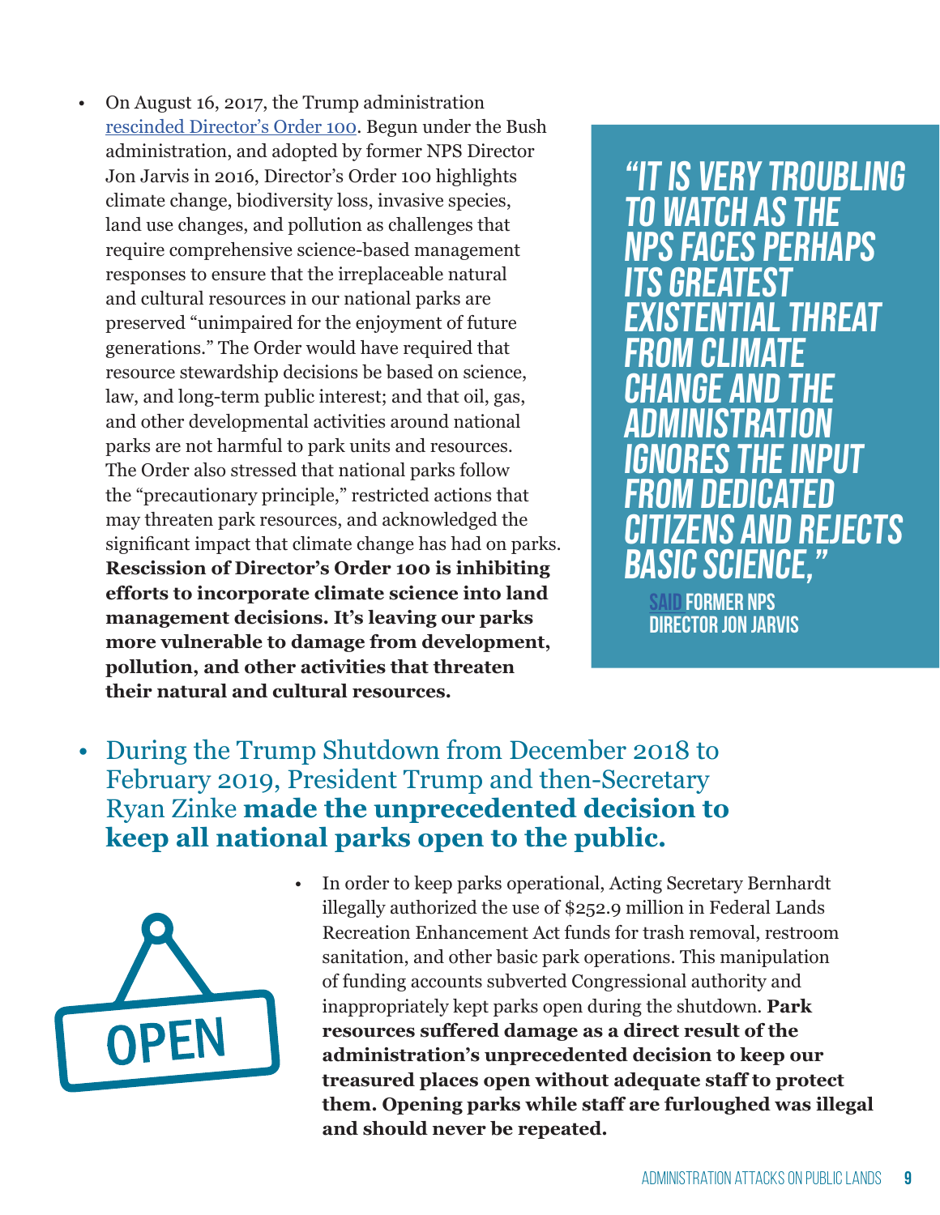- On August 16, 2017, the Trump administration rescinded Director's Order 100. Begun under the Bush administration, and adopted by former NPS Director Jon Jarvis in 2016, Director's Order 100 highlights climate change, biodiversity loss, invasive species, land use changes, and pollution as challenges that require comprehensive science-based management responses to ensure that the irreplaceable natural and cultural resources in our national parks are preserved "unimpaired for the enjoyment of future generations." The Order would have required that resource stewardship decisions be based on science, law, and long-term public interest; and that oil, gas, and other developmental activities around national parks are not harmful to park units and resources. The Order also stressed that national parks follow the "precautionary principle," restricted actions that may threaten park resources, and acknowledged the significant impact that climate change has had on parks. **Rescission of Director's Order 100 is inhibiting efforts to incorporate climate science into land management decisions. It's leaving our parks more vulnerable to damage from development, pollution, and other activities that threaten their natural and cultural resources.**

> **"IT IS VERY TROUBLING TO WATCH AS THE NPS FACES PERHAPS ITS GREATEST EXISTENTIAL THREAT FROM CLIMATE CHANGE AND THE ADMINISTRATION IGNORES THE INPUT FROM DEDICATED CITIZENS AND REJECTS BASIC SCIENCE,"**
>
> SAID FORMER NPS DIRECTOR JON JARVIS

- During the Trump Shutdown from December 2018 to February 2019, President Trump and then-Secretary Ryan Zinke **made the unprecedented decision to keep all national parks open to the public.**

  - In order to keep parks operational, Acting Secretary Bernhardt illegally authorized the use of $252.9 million in Federal Lands Recreation Enhancement Act funds for trash removal, restroom sanitation, and other basic park operations. This manipulation of funding accounts subverted Congressional authority and inappropriately kept parks open during the shutdown. **Park resources suffered damage as a direct result of the administration's unprecedented decision to keep our treasured places open without adequate staff to protect them. Opening parks while staff are furloughed was illegal and should never be repeated.**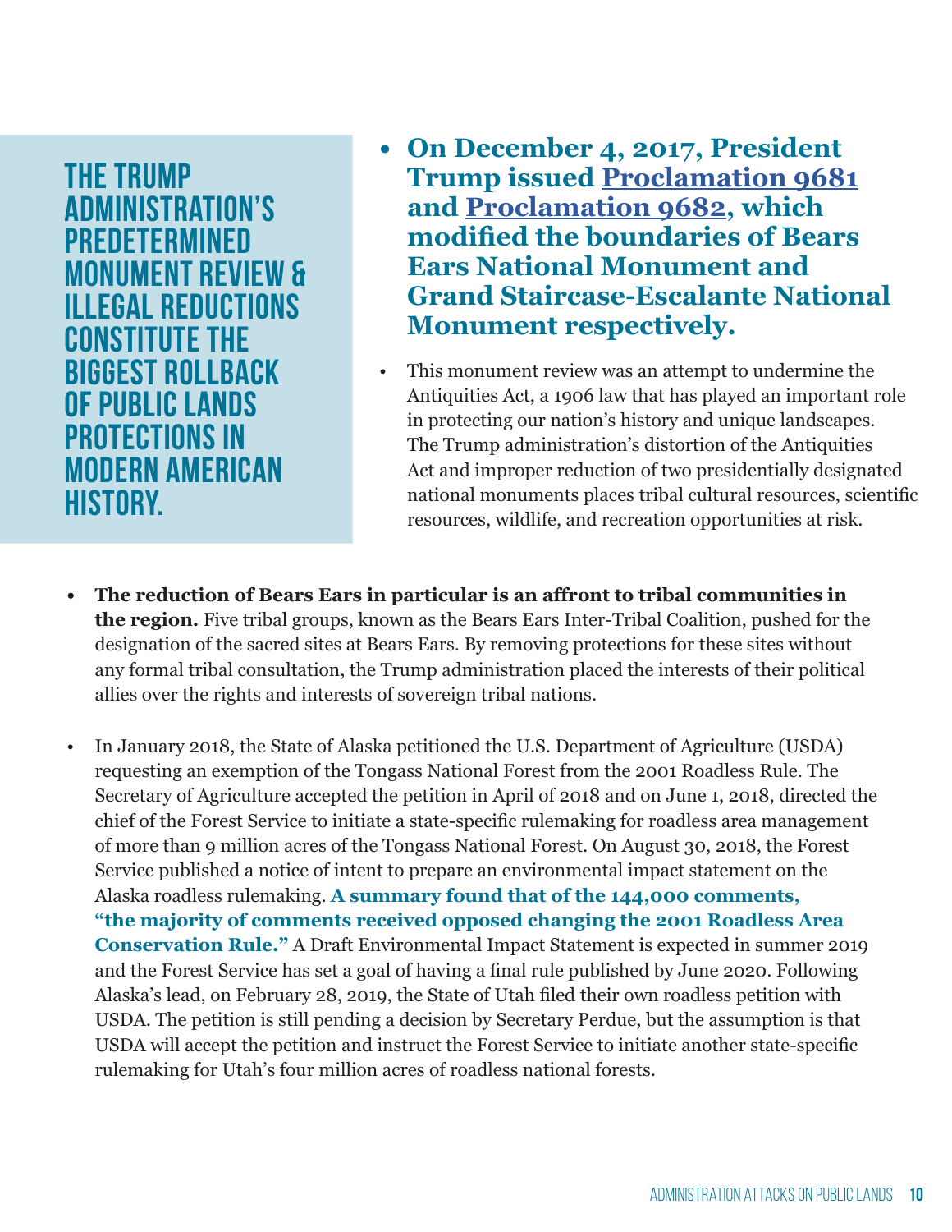## THE TRUMP ADMINISTRATION'S PREDETERMINED MONUMENT REVIEW & ILLEGAL REDUCTIONS CONSTITUTE THE BIGGEST ROLLBACK OF PUBLIC LANDS PROTECTIONS IN MODERN AMERICAN HISTORY.

- **On December 4, 2017, President Trump issued Proclamation 9681 and Proclamation 9682, which modified the boundaries of Bears Ears National Monument and Grand Staircase-Escalante National Monument respectively.**
- This monument review was an attempt to undermine the Antiquities Act, a 1906 law that has played an important role in protecting our nation's history and unique landscapes. The Trump administration's distortion of the Antiquities Act and improper reduction of two presidentially designated national monuments places tribal cultural resources, scientific resources, wildlife, and recreation opportunities at risk.
- **The reduction of Bears Ears in particular is an affront to tribal communities in the region.** Five tribal groups, known as the Bears Ears Inter-Tribal Coalition, pushed for the designation of the sacred sites at Bears Ears. By removing protections for these sites without any formal tribal consultation, the Trump administration placed the interests of their political allies over the rights and interests of sovereign tribal nations.
- In January 2018, the State of Alaska petitioned the U.S. Department of Agriculture (USDA) requesting an exemption of the Tongass National Forest from the 2001 Roadless Rule. The Secretary of Agriculture accepted the petition in April of 2018 and on June 1, 2018, directed the chief of the Forest Service to initiate a state-specific rulemaking for roadless area management of more than 9 million acres of the Tongass National Forest. On August 30, 2018, the Forest Service published a notice of intent to prepare an environmental impact statement on the Alaska roadless rulemaking. **A summary found that of the 144,000 comments, "the majority of comments received opposed changing the 2001 Roadless Area Conservation Rule."** A Draft Environmental Impact Statement is expected in summer 2019 and the Forest Service has set a goal of having a final rule published by June 2020. Following Alaska's lead, on February 28, 2019, the State of Utah filed their own roadless petition with USDA. The petition is still pending a decision by Secretary Perdue, but the assumption is that USDA will accept the petition and instruct the Forest Service to initiate another state-specific rulemaking for Utah's four million acres of roadless national forests.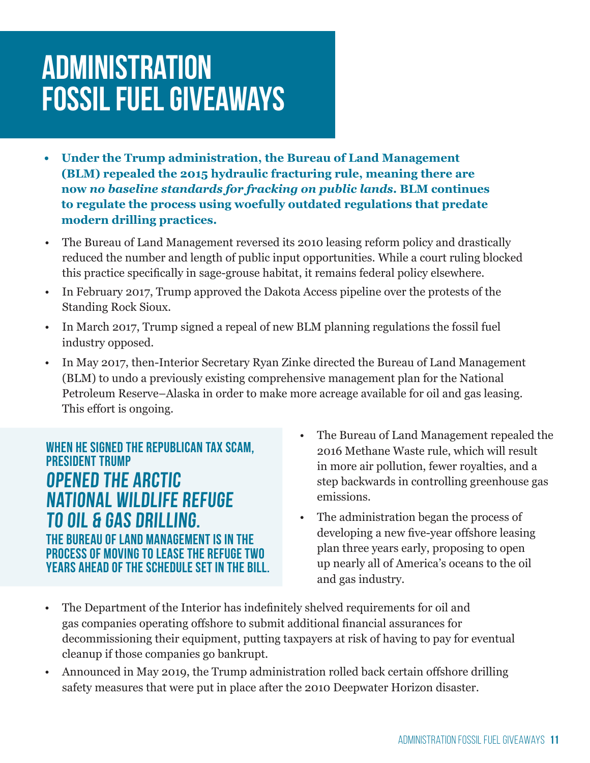# ADMINISTRATION FOSSIL FUEL GIVEAWAYS

- **Under the Trump administration, the Bureau of Land Management (BLM) repealed the 2015 hydraulic fracturing rule, meaning there are now *no baseline standards for fracking on public lands*. BLM continues to regulate the process using woefully outdated regulations that predate modern drilling practices.**
- The Bureau of Land Management reversed its 2010 leasing reform policy and drastically reduced the number and length of public input opportunities. While a court ruling blocked this practice specifically in sage-grouse habitat, it remains federal policy elsewhere.
- In February 2017, Trump approved the Dakota Access pipeline over the protests of the Standing Rock Sioux.
- In March 2017, Trump signed a repeal of new BLM planning regulations the fossil fuel industry opposed.
- In May 2017, then-Interior Secretary Ryan Zinke directed the Bureau of Land Management (BLM) to undo a previously existing comprehensive management plan for the National Petroleum Reserve–Alaska in order to make more acreage available for oil and gas leasing. This effort is ongoing.

**WHEN HE SIGNED THE REPUBLICAN TAX SCAM, PRESIDENT TRUMP *OPENED THE ARCTIC NATIONAL WILDLIFE REFUGE TO OIL & GAS DRILLING.* THE BUREAU OF LAND MANAGEMENT IS IN THE PROCESS OF MOVING TO LEASE THE REFUGE TWO YEARS AHEAD OF THE SCHEDULE SET IN THE BILL.**

- The Bureau of Land Management repealed the 2016 Methane Waste rule, which will result in more air pollution, fewer royalties, and a step backwards in controlling greenhouse gas emissions.
- The administration began the process of developing a new five-year offshore leasing plan three years early, proposing to open up nearly all of America's oceans to the oil and gas industry.
- The Department of the Interior has indefinitely shelved requirements for oil and gas companies operating offshore to submit additional financial assurances for decommissioning their equipment, putting taxpayers at risk of having to pay for eventual cleanup if those companies go bankrupt.
- Announced in May 2019, the Trump administration rolled back certain offshore drilling safety measures that were put in place after the 2010 Deepwater Horizon disaster.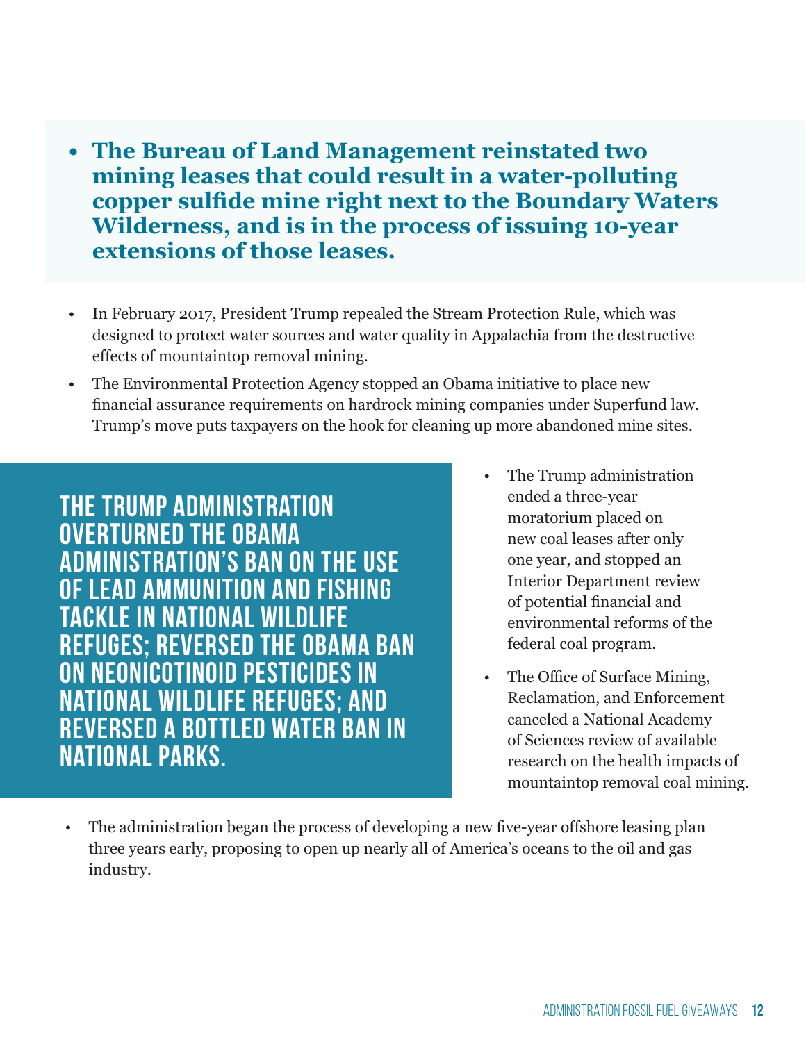- **The Bureau of Land Management reinstated two mining leases that could result in a water-polluting copper sulfide mine right next to the Boundary Waters Wilderness, and is in the process of issuing 10-year extensions of those leases.**

- In February 2017, President Trump repealed the Stream Protection Rule, which was designed to protect water sources and water quality in Appalachia from the destructive effects of mountaintop removal mining.
- The Environmental Protection Agency stopped an Obama initiative to place new financial assurance requirements on hardrock mining companies under Superfund law. Trump's move puts taxpayers on the hook for cleaning up more abandoned mine sites.

**THE TRUMP ADMINISTRATION OVERTURNED THE OBAMA ADMINISTRATION'S BAN ON THE USE OF LEAD AMMUNITION AND FISHING TACKLE IN NATIONAL WILDLIFE REFUGES; REVERSED THE OBAMA BAN ON NEONICOTINOID PESTICIDES IN NATIONAL WILDLIFE REFUGES; AND REVERSED A BOTTLED WATER BAN IN NATIONAL PARKS.**

- The Trump administration ended a three-year moratorium placed on new coal leases after only one year, and stopped an Interior Department review of potential financial and environmental reforms of the federal coal program.
- The Office of Surface Mining, Reclamation, and Enforcement canceled a National Academy of Sciences review of available research on the health impacts of mountaintop removal coal mining.
- The administration began the process of developing a new five-year offshore leasing plan three years early, proposing to open up nearly all of America's oceans to the oil and gas industry.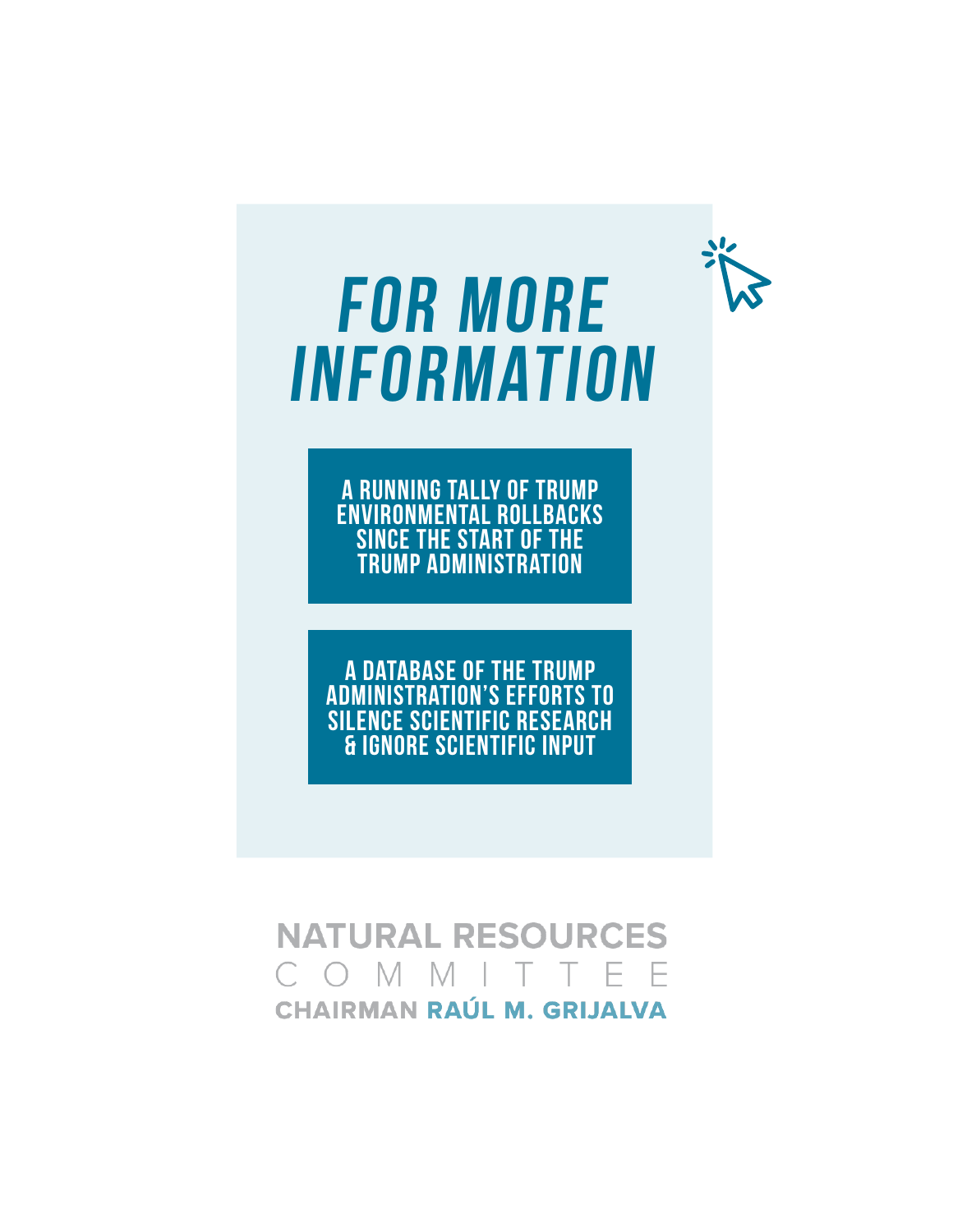# FOR MORE INFORMATION

**A RUNNING TALLY OF TRUMP ENVIRONMENTAL ROLLBACKS SINCE THE START OF THE TRUMP ADMINISTRATION**

**A DATABASE OF THE TRUMP ADMINISTRATION'S EFFORTS TO SILENCE SCIENTIFIC RESEARCH & IGNORE SCIENTIFIC INPUT**

NATURAL RESOURCES
COMMITTEE
CHAIRMAN RAÚL M. GRIJALVA